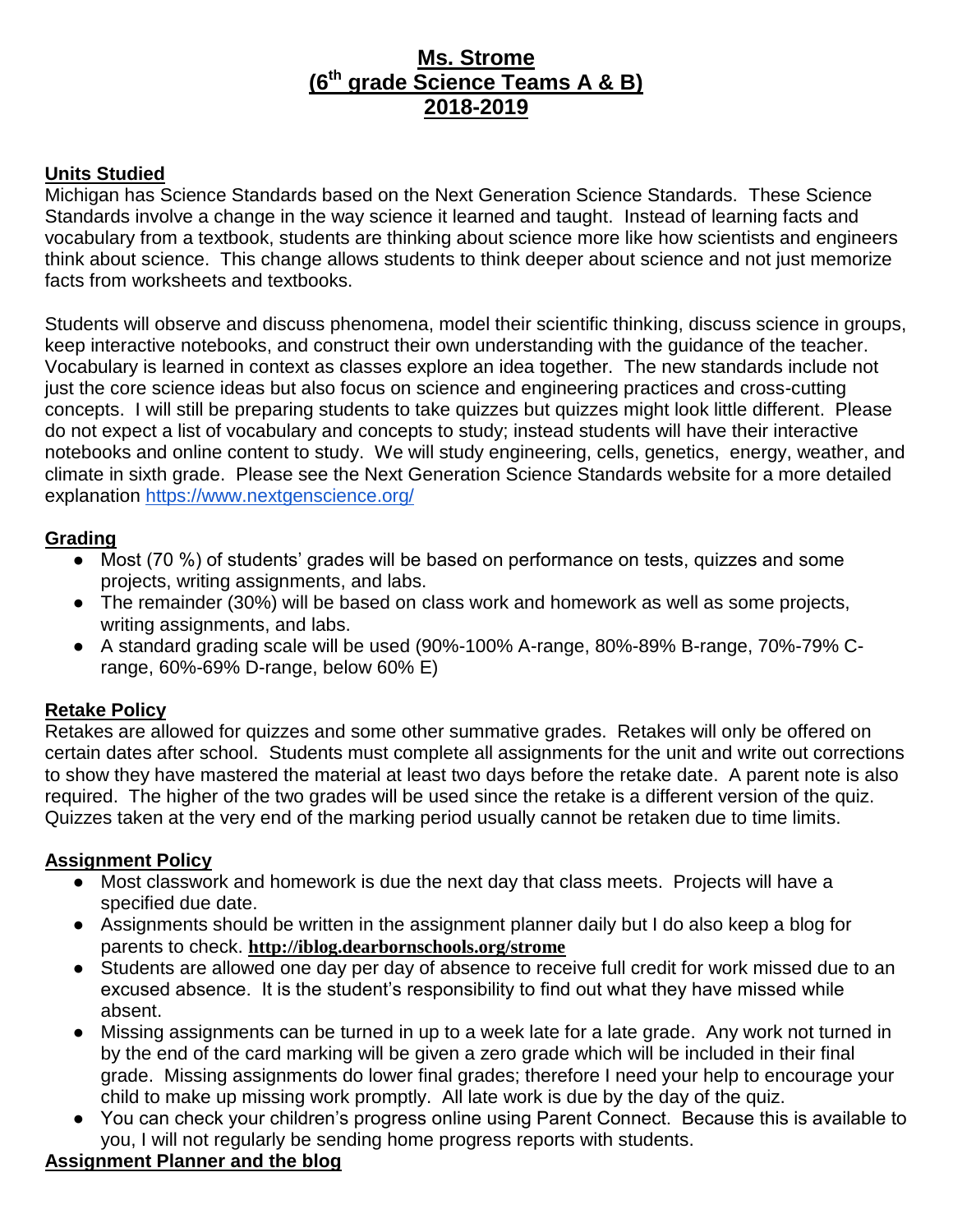# Ms. Strome
## (6th grade Science Teams A & B)
## 2018-2019

### Units Studied

Michigan has Science Standards based on the Next Generation Science Standards. These Science Standards involve a change in the way science it learned and taught. Instead of learning facts and vocabulary from a textbook, students are thinking about science more like how scientists and engineers think about science. This change allows students to think deeper about science and not just memorize facts from worksheets and textbooks.

Students will observe and discuss phenomena, model their scientific thinking, discuss science in groups, keep interactive notebooks, and construct their own understanding with the guidance of the teacher. Vocabulary is learned in context as classes explore an idea together. The new standards include not just the core science ideas but also focus on science and engineering practices and cross-cutting concepts. I will still be preparing students to take quizzes but quizzes might look little different. Please do not expect a list of vocabulary and concepts to study; instead students will have their interactive notebooks and online content to study. We will study engineering, cells, genetics, energy, weather, and climate in sixth grade. Please see the Next Generation Science Standards website for a more detailed explanation https://www.nextgenscience.org/

### Grading

- Most (70 %) of students' grades will be based on performance on tests, quizzes and some projects, writing assignments, and labs.
- The remainder (30%) will be based on class work and homework as well as some projects, writing assignments, and labs.
- A standard grading scale will be used (90%-100% A-range, 80%-89% B-range, 70%-79% C-range, 60%-69% D-range, below 60% E)

### Retake Policy

Retakes are allowed for quizzes and some other summative grades. Retakes will only be offered on certain dates after school. Students must complete all assignments for the unit and write out corrections to show they have mastered the material at least two days before the retake date. A parent note is also required. The higher of the two grades will be used since the retake is a different version of the quiz. Quizzes taken at the very end of the marking period usually cannot be retaken due to time limits.

### Assignment Policy

- Most classwork and homework is due the next day that class meets. Projects will have a specified due date.
- Assignments should be written in the assignment planner daily but I do also keep a blog for parents to check. **http://iblog.dearbornschools.org/strome**
- Students are allowed one day per day of absence to receive full credit for work missed due to an excused absence. It is the student's responsibility to find out what they have missed while absent.
- Missing assignments can be turned in up to a week late for a late grade. Any work not turned in by the end of the card marking will be given a zero grade which will be included in their final grade. Missing assignments do lower final grades; therefore I need your help to encourage your child to make up missing work promptly. All late work is due by the day of the quiz.
- You can check your children's progress online using Parent Connect. Because this is available to you, I will not regularly be sending home progress reports with students.

### Assignment Planner and the blog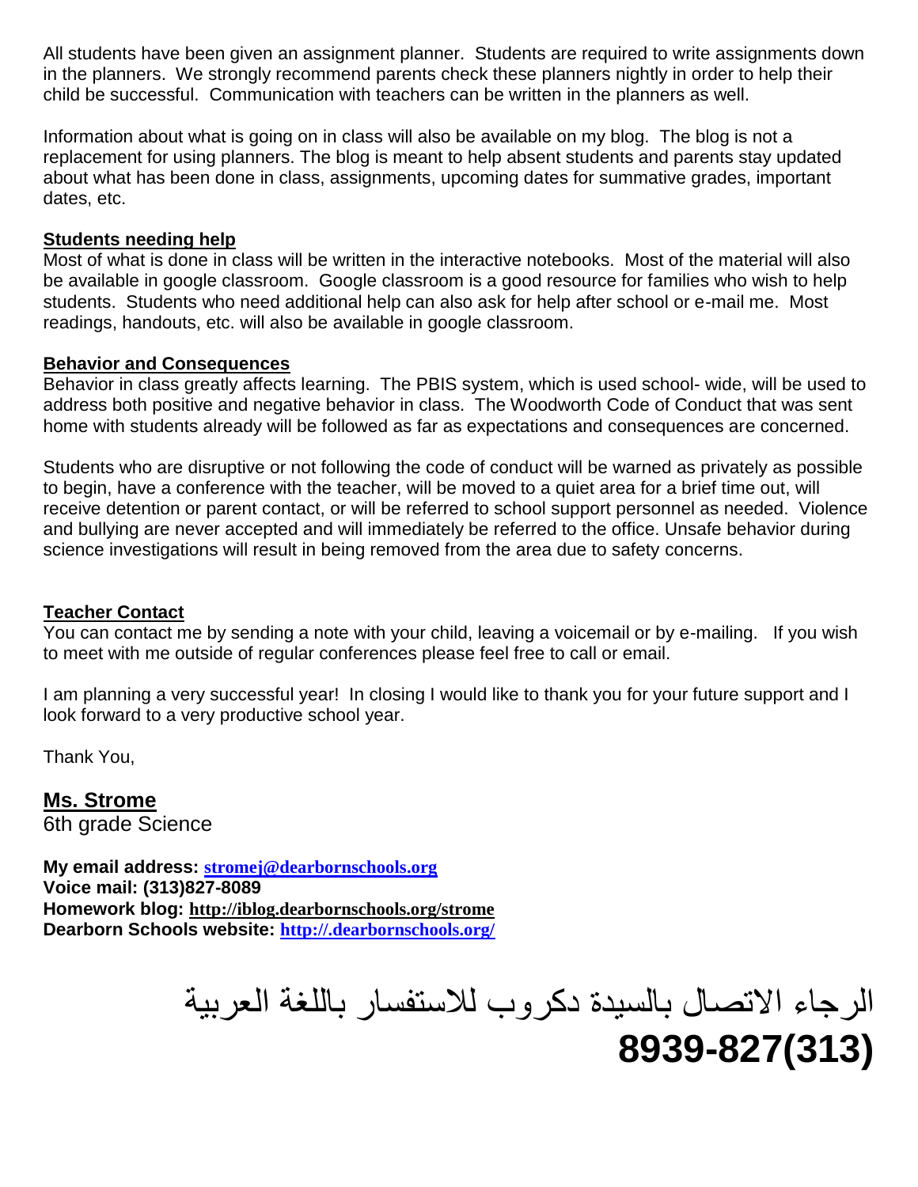All students have been given an assignment planner. Students are required to write assignments down in the planners. We strongly recommend parents check these planners nightly in order to help their child be successful. Communication with teachers can be written in the planners as well.

Information about what is going on in class will also be available on my blog. The blog is not a replacement for using planners. The blog is meant to help absent students and parents stay updated about what has been done in class, assignments, upcoming dates for summative grades, important dates, etc.

**Students needing help**

Most of what is done in class will be written in the interactive notebooks. Most of the material will also be available in google classroom. Google classroom is a good resource for families who wish to help students. Students who need additional help can also ask for help after school or e-mail me. Most readings, handouts, etc. will also be available in google classroom.

**Behavior and Consequences**

Behavior in class greatly affects learning. The PBIS system, which is used school- wide, will be used to address both positive and negative behavior in class. The Woodworth Code of Conduct that was sent home with students already will be followed as far as expectations and consequences are concerned.

Students who are disruptive or not following the code of conduct will be warned as privately as possible to begin, have a conference with the teacher, will be moved to a quiet area for a brief time out, will receive detention or parent contact, or will be referred to school support personnel as needed. Violence and bullying are never accepted and will immediately be referred to the office. Unsafe behavior during science investigations will result in being removed from the area due to safety concerns.

**Teacher Contact**

You can contact me by sending a note with your child, leaving a voicemail or by e-mailing. If you wish to meet with me outside of regular conferences please feel free to call or email.

I am planning a very successful year! In closing I would like to thank you for your future support and I look forward to a very productive school year.

Thank You,

**Ms. Strome**
6th grade Science

**My email address:** stromej@dearbornschools.org
**Voice mail: (313)827-8089**
**Homework blog:** http://iblog.dearbornschools.org/strome
**Dearborn Schools website:** http://.dearbornschools.org/

الرجاء الاتصال بالسيدة دكروب للاستفسار باللغة العربية

**(313)827-8939**